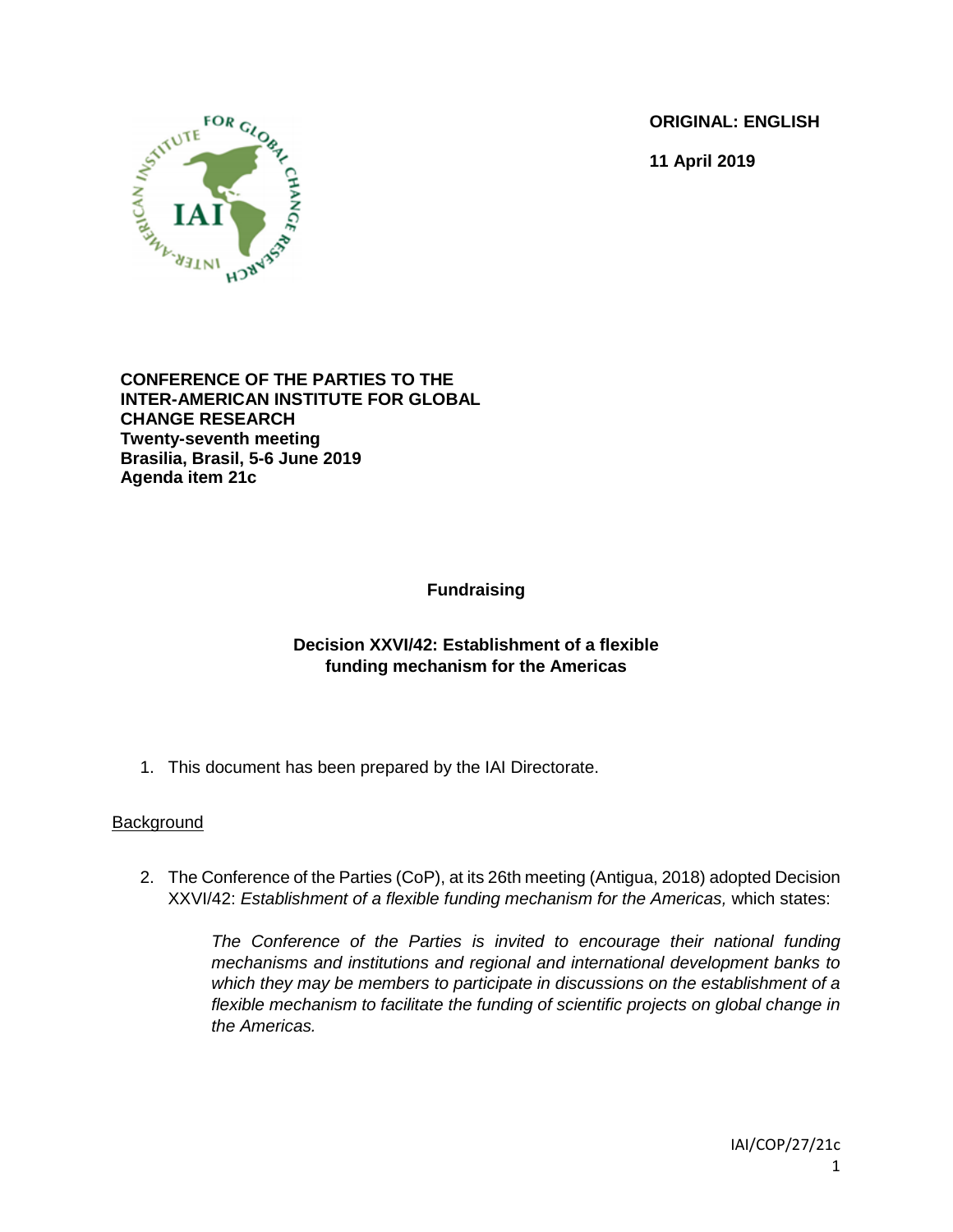**ORIGINAL: ENGLISH**

**11 April 2019**

**CONFERENCE OF THE PARTIES TO THE INTER-AMERICAN INSTITUTE FOR GLOBAL CHANGE RESEARCH**
**Twenty-seventh meeting**
**Brasilia, Brasil, 5-6 June 2019**
**Agenda item 21c**

# Fundraising

## Decision XXVI/42: Establishment of a flexible funding mechanism for the Americas

1. This document has been prepared by the IAI Directorate.

<u>Background</u>

2. The Conference of the Parties (CoP), at its 26th meeting (Antigua, 2018) adopted Decision XXVI/42: *Establishment of a flexible funding mechanism for the Americas,* which states:

    *The Conference of the Parties is invited to encourage their national funding mechanisms and institutions and regional and international development banks to which they may be members to participate in discussions on the establishment of a flexible mechanism to facilitate the funding of scientific projects on global change in the Americas.*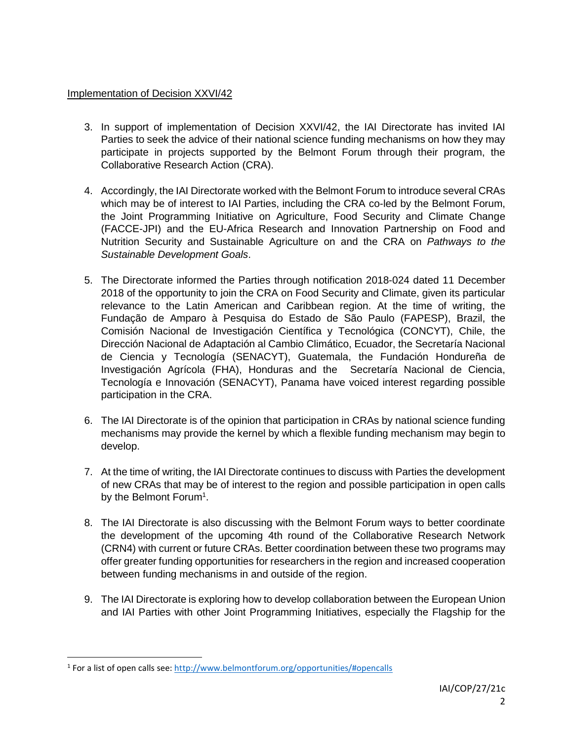Implementation of Decision XXVI/42

3. In support of implementation of Decision XXVI/42, the IAI Directorate has invited IAI Parties to seek the advice of their national science funding mechanisms on how they may participate in projects supported by the Belmont Forum through their program, the Collaborative Research Action (CRA).

4. Accordingly, the IAI Directorate worked with the Belmont Forum to introduce several CRAs which may be of interest to IAI Parties, including the CRA co-led by the Belmont Forum, the Joint Programming Initiative on Agriculture, Food Security and Climate Change (FACCE-JPI) and the EU-Africa Research and Innovation Partnership on Food and Nutrition Security and Sustainable Agriculture on and the CRA on *Pathways to the Sustainable Development Goals*.

5. The Directorate informed the Parties through notification 2018-024 dated 11 December 2018 of the opportunity to join the CRA on Food Security and Climate, given its particular relevance to the Latin American and Caribbean region. At the time of writing, the Fundação de Amparo à Pesquisa do Estado de São Paulo (FAPESP), Brazil, the Comisión Nacional de Investigación Científica y Tecnológica (CONCYT), Chile, the Dirección Nacional de Adaptación al Cambio Climático, Ecuador, the Secretaría Nacional de Ciencia y Tecnología (SENACYT), Guatemala, the Fundación Hondureña de Investigación Agrícola (FHA), Honduras and the Secretaría Nacional de Ciencia, Tecnología e Innovación (SENACYT), Panama have voiced interest regarding possible participation in the CRA.

6. The IAI Directorate is of the opinion that participation in CRAs by national science funding mechanisms may provide the kernel by which a flexible funding mechanism may begin to develop.

7. At the time of writing, the IAI Directorate continues to discuss with Parties the development of new CRAs that may be of interest to the region and possible participation in open calls by the Belmont Forum[1].

8. The IAI Directorate is also discussing with the Belmont Forum ways to better coordinate the development of the upcoming 4th round of the Collaborative Research Network (CRN4) with current or future CRAs. Better coordination between these two programs may offer greater funding opportunities for researchers in the region and increased cooperation between funding mechanisms in and outside of the region.

9. The IAI Directorate is exploring how to develop collaboration between the European Union and IAI Parties with other Joint Programming Initiatives, especially the Flagship for the

[1] For a list of open calls see: http://www.belmontforum.org/opportunities/#opencalls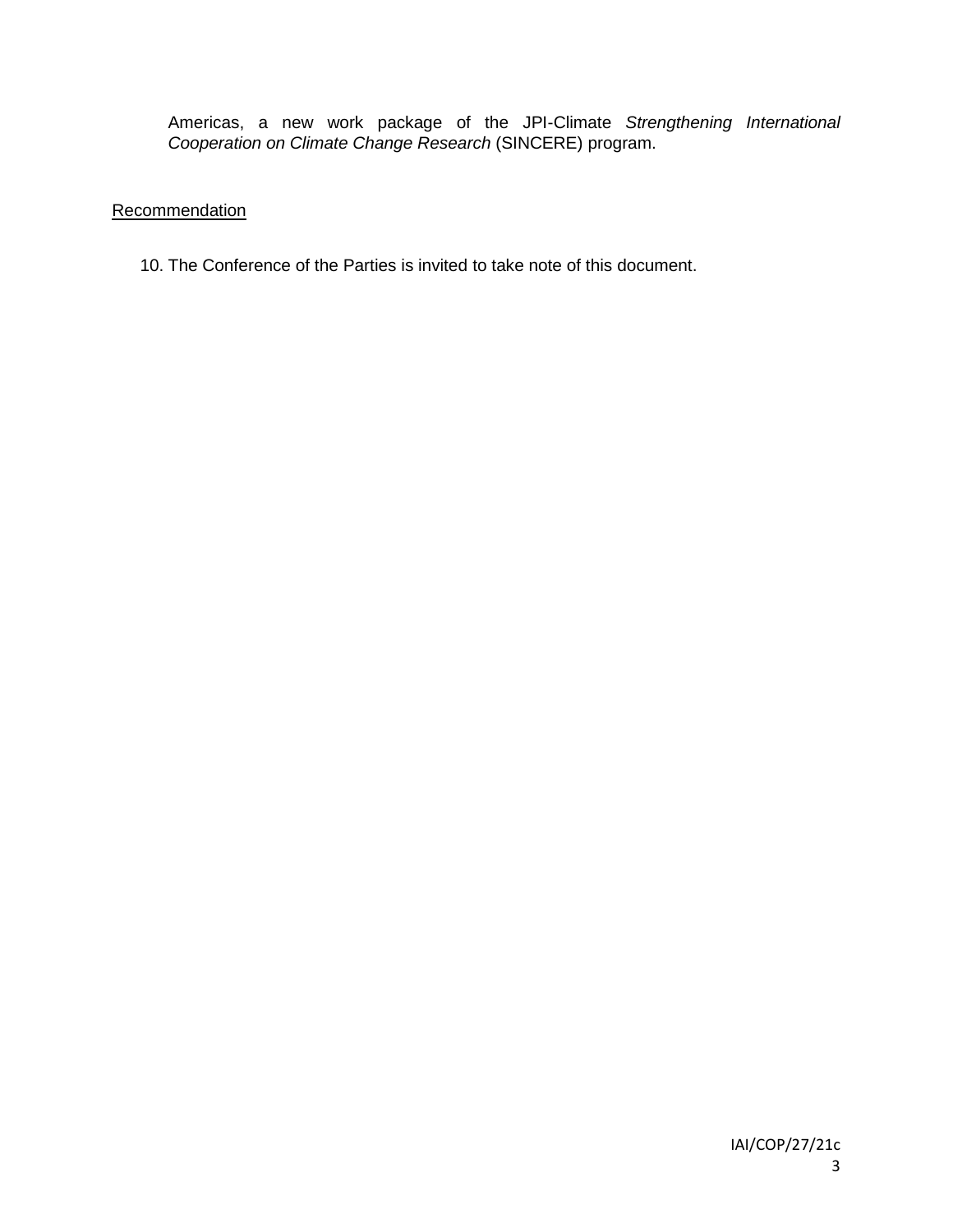Americas, a new work package of the JPI-Climate *Strengthening International Cooperation on Climate Change Research* (SINCERE) program.

<u>Recommendation</u>

10. The Conference of the Parties is invited to take note of this document.